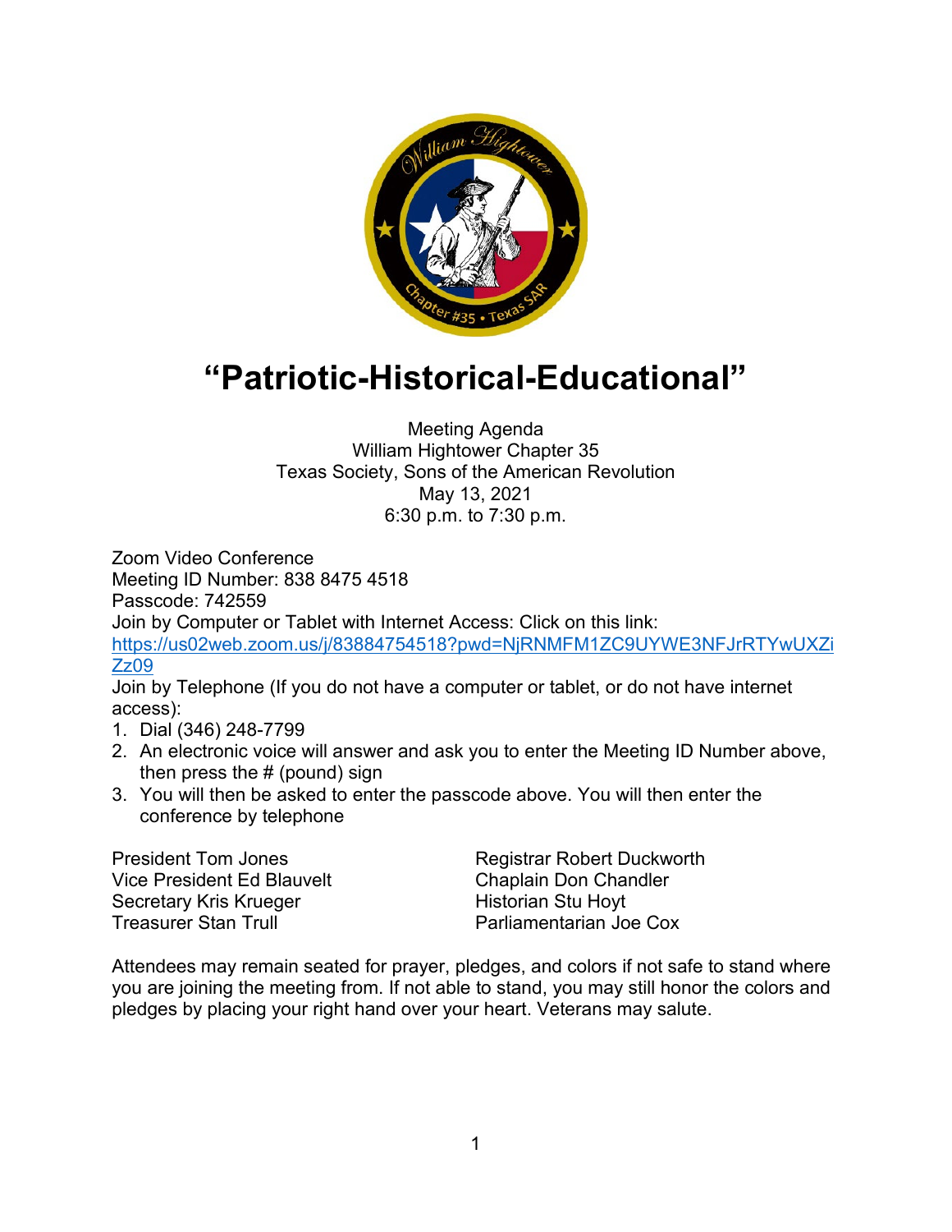# “Patriotic-Historical-Educational”

Meeting Agenda
William Hightower Chapter 35
Texas Society, Sons of the American Revolution
May 13, 2021
6:30 p.m. to 7:30 p.m.

Zoom Video Conference
Meeting ID Number: 838 8475 4518
Passcode: 742559
Join by Computer or Tablet with Internet Access: Click on this link:
https://us02web.zoom.us/j/83884754518?pwd=NjRNMFM1ZC9UYWE3NFJrRTYwUXZiZz09
Join by Telephone (If you do not have a computer or tablet, or do not have internet access):

1. Dial (346) 248-7799
2. An electronic voice will answer and ask you to enter the Meeting ID Number above, then press the # (pound) sign
3. You will then be asked to enter the passcode above. You will then enter the conference by telephone

President Tom Jones
Vice President Ed Blauvelt
Secretary Kris Krueger
Treasurer Stan Trull
Registrar Robert Duckworth
Chaplain Don Chandler
Historian Stu Hoyt
Parliamentarian Joe Cox

Attendees may remain seated for prayer, pledges, and colors if not safe to stand where you are joining the meeting from. If not able to stand, you may still honor the colors and pledges by placing your right hand over your heart. Veterans may salute.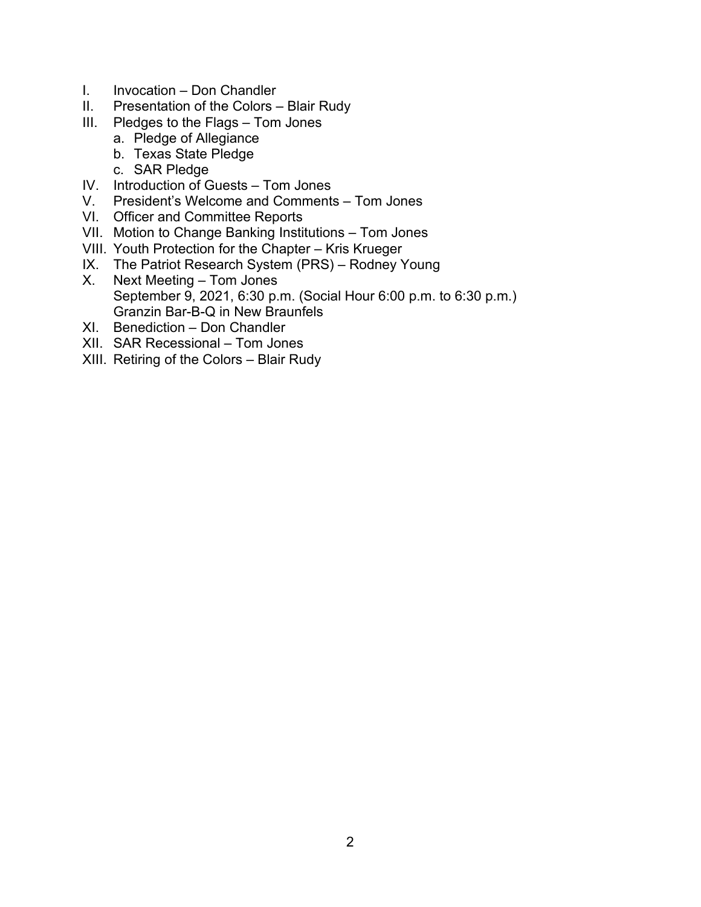I. Invocation – Don Chandler
II. Presentation of the Colors – Blair Rudy
III. Pledges to the Flags – Tom Jones
   a. Pledge of Allegiance
   b. Texas State Pledge
   c. SAR Pledge
IV. Introduction of Guests – Tom Jones
V. President's Welcome and Comments – Tom Jones
VI. Officer and Committee Reports
VII. Motion to Change Banking Institutions – Tom Jones
VIII. Youth Protection for the Chapter – Kris Krueger
IX. The Patriot Research System (PRS) – Rodney Young
X. Next Meeting – Tom Jones
   September 9, 2021, 6:30 p.m. (Social Hour 6:00 p.m. to 6:30 p.m.)
   Granzin Bar-B-Q in New Braunfels
XI. Benediction – Don Chandler
XII. SAR Recessional – Tom Jones
XIII. Retiring of the Colors – Blair Rudy